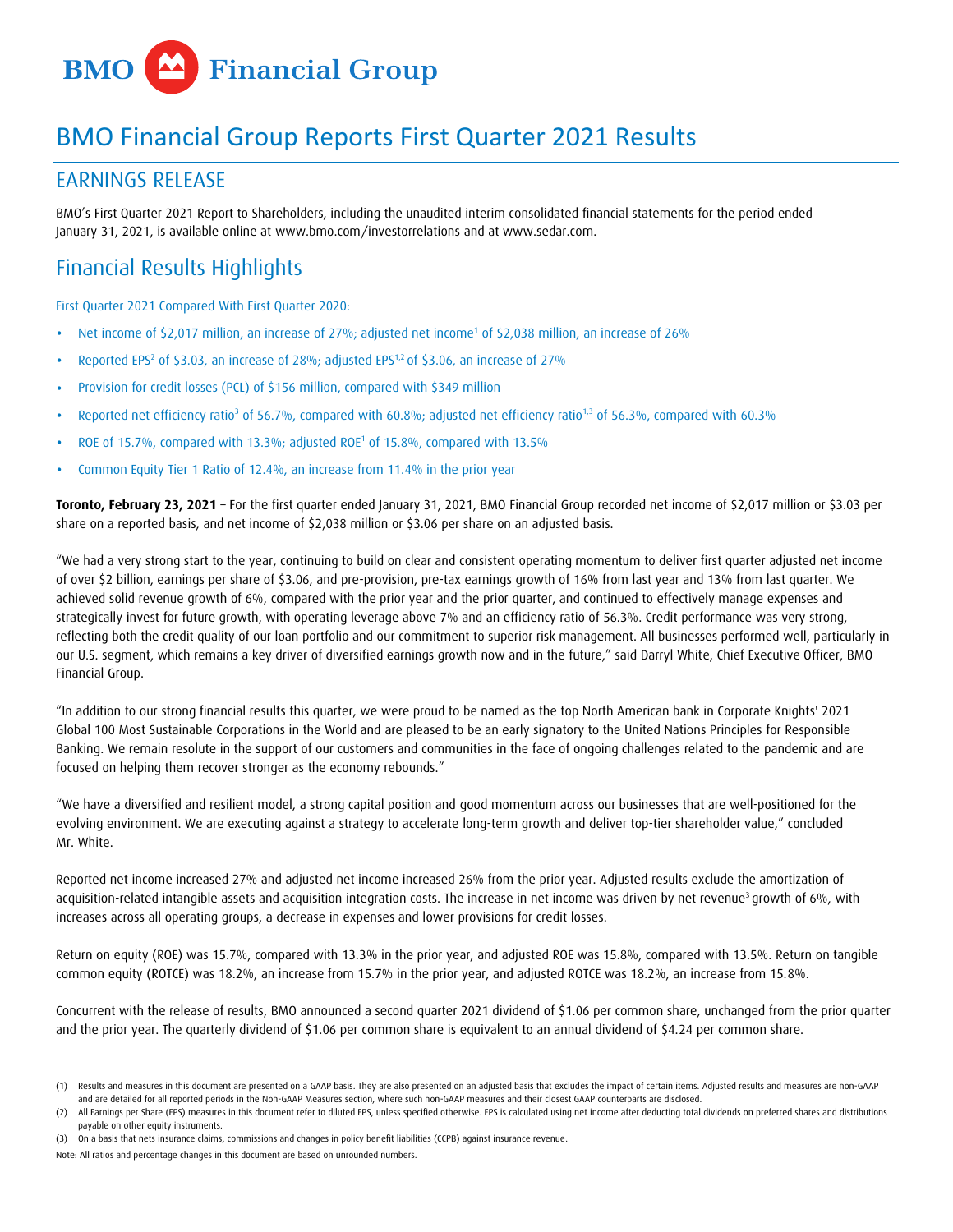# BMO Financial Group

# BMO Financial Group Reports First Quarter 2021 Results

## EARNINGS RELEASE

BMO's First Quarter 2021 Report to Shareholders, including the unaudited interim consolidated financial statements for the period ended January 31, 2021, is available online at www.bmo.com/investorrelations and at www.sedar.com.

## Financial Results Highlights

First Quarter 2021 Compared With First Quarter 2020:

- Net income of $2,017 million, an increase of 27%; adjusted net income[1] of $2,038 million, an increase of 26%
- Reported EPS[2] of $3.03, an increase of 28%; adjusted EPS[1,2] of $3.06, an increase of 27%
- Provision for credit losses (PCL) of $156 million, compared with $349 million
- Reported net efficiency ratio[3] of 56.7%, compared with 60.8%; adjusted net efficiency ratio[1,3] of 56.3%, compared with 60.3%
- ROE of 15.7%, compared with 13.3%; adjusted ROE[1] of 15.8%, compared with 13.5%
- Common Equity Tier 1 Ratio of 12.4%, an increase from 11.4% in the prior year

**Toronto, February 23, 2021** – For the first quarter ended January 31, 2021, BMO Financial Group recorded net income of $2,017 million or $3.03 per share on a reported basis, and net income of $2,038 million or $3.06 per share on an adjusted basis.

"We had a very strong start to the year, continuing to build on clear and consistent operating momentum to deliver first quarter adjusted net income of over $2 billion, earnings per share of $3.06, and pre-provision, pre-tax earnings growth of 16% from last year and 13% from last quarter. We achieved solid revenue growth of 6%, compared with the prior year and the prior quarter, and continued to effectively manage expenses and strategically invest for future growth, with operating leverage above 7% and an efficiency ratio of 56.3%. Credit performance was very strong, reflecting both the credit quality of our loan portfolio and our commitment to superior risk management. All businesses performed well, particularly in our U.S. segment, which remains a key driver of diversified earnings growth now and in the future," said Darryl White, Chief Executive Officer, BMO Financial Group.

"In addition to our strong financial results this quarter, we were proud to be named as the top North American bank in Corporate Knights' 2021 Global 100 Most Sustainable Corporations in the World and are pleased to be an early signatory to the United Nations Principles for Responsible Banking. We remain resolute in the support of our customers and communities in the face of ongoing challenges related to the pandemic and are focused on helping them recover stronger as the economy rebounds."

"We have a diversified and resilient model, a strong capital position and good momentum across our businesses that are well-positioned for the evolving environment. We are executing against a strategy to accelerate long-term growth and deliver top-tier shareholder value," concluded Mr. White.

Reported net income increased 27% and adjusted net income increased 26% from the prior year. Adjusted results exclude the amortization of acquisition-related intangible assets and acquisition integration costs. The increase in net income was driven by net revenue[3] growth of 6%, with increases across all operating groups, a decrease in expenses and lower provisions for credit losses.

Return on equity (ROE) was 15.7%, compared with 13.3% in the prior year, and adjusted ROE was 15.8%, compared with 13.5%. Return on tangible common equity (ROTCE) was 18.2%, an increase from 15.7% in the prior year, and adjusted ROTCE was 18.2%, an increase from 15.8%.

Concurrent with the release of results, BMO announced a second quarter 2021 dividend of $1.06 per common share, unchanged from the prior quarter and the prior year. The quarterly dividend of $1.06 per common share is equivalent to an annual dividend of $4.24 per common share.

(1) Results and measures in this document are presented on a GAAP basis. They are also presented on an adjusted basis that excludes the impact of certain items. Adjusted results and measures are non-GAAP and are detailed for all reported periods in the Non-GAAP Measures section, where such non-GAAP measures and their closest GAAP counterparts are disclosed.

(2) All Earnings per Share (EPS) measures in this document refer to diluted EPS, unless specified otherwise. EPS is calculated using net income after deducting total dividends on preferred shares and distributions payable on other equity instruments.

(3) On a basis that nets insurance claims, commissions and changes in policy benefit liabilities (CCPB) against insurance revenue.

Note: All ratios and percentage changes in this document are based on unrounded numbers.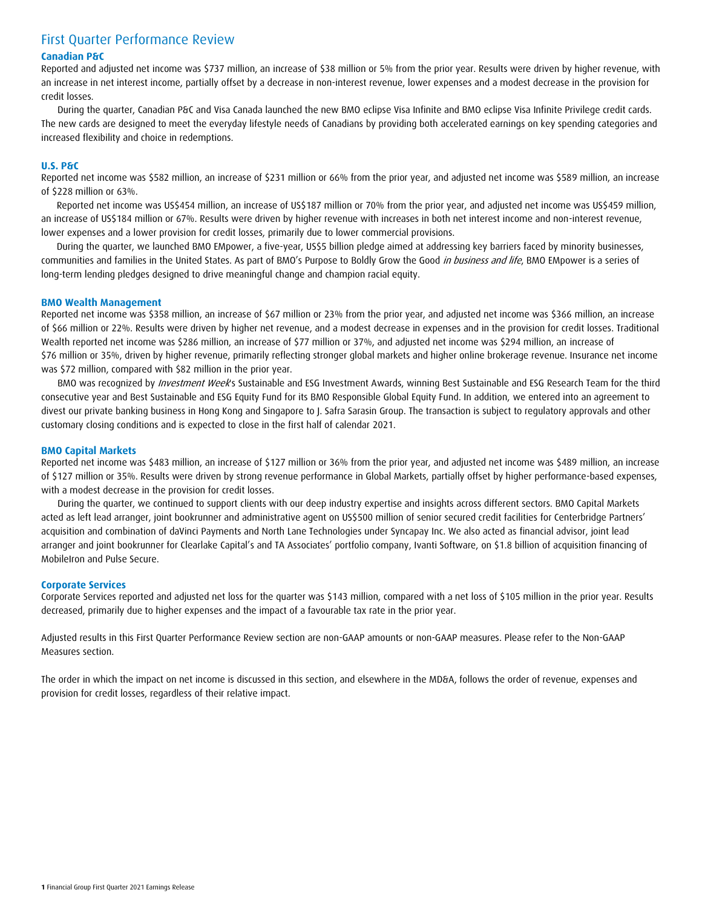# First Quarter Performance Review

## Canadian P&C

Reported and adjusted net income was $737 million, an increase of $38 million or 5% from the prior year. Results were driven by higher revenue, with an increase in net interest income, partially offset by a decrease in non-interest revenue, lower expenses and a modest decrease in the provision for credit losses.

During the quarter, Canadian P&C and Visa Canada launched the new BMO eclipse Visa Infinite and BMO eclipse Visa Infinite Privilege credit cards. The new cards are designed to meet the everyday lifestyle needs of Canadians by providing both accelerated earnings on key spending categories and increased flexibility and choice in redemptions.

## U.S. P&C

Reported net income was $582 million, an increase of $231 million or 66% from the prior year, and adjusted net income was $589 million, an increase of $228 million or 63%.

Reported net income was US$454 million, an increase of US$187 million or 70% from the prior year, and adjusted net income was US$459 million, an increase of US$184 million or 67%. Results were driven by higher revenue with increases in both net interest income and non-interest revenue, lower expenses and a lower provision for credit losses, primarily due to lower commercial provisions.

During the quarter, we launched BMO EMpower, a five-year, US$5 billion pledge aimed at addressing key barriers faced by minority businesses, communities and families in the United States. As part of BMO's Purpose to Boldly Grow the Good *in business and life*, BMO EMpower is a series of long-term lending pledges designed to drive meaningful change and champion racial equity.

## BMO Wealth Management

Reported net income was $358 million, an increase of $67 million or 23% from the prior year, and adjusted net income was $366 million, an increase of $66 million or 22%. Results were driven by higher net revenue, and a modest decrease in expenses and in the provision for credit losses. Traditional Wealth reported net income was $286 million, an increase of $77 million or 37%, and adjusted net income was $294 million, an increase of $76 million or 35%, driven by higher revenue, primarily reflecting stronger global markets and higher online brokerage revenue. Insurance net income was $72 million, compared with $82 million in the prior year.

BMO was recognized by *Investment Week*'s Sustainable and ESG Investment Awards, winning Best Sustainable and ESG Research Team for the third consecutive year and Best Sustainable and ESG Equity Fund for its BMO Responsible Global Equity Fund. In addition, we entered into an agreement to divest our private banking business in Hong Kong and Singapore to J. Safra Sarasin Group. The transaction is subject to regulatory approvals and other customary closing conditions and is expected to close in the first half of calendar 2021.

## BMO Capital Markets

Reported net income was $483 million, an increase of $127 million or 36% from the prior year, and adjusted net income was $489 million, an increase of $127 million or 35%. Results were driven by strong revenue performance in Global Markets, partially offset by higher performance-based expenses, with a modest decrease in the provision for credit losses.

During the quarter, we continued to support clients with our deep industry expertise and insights across different sectors. BMO Capital Markets acted as left lead arranger, joint bookrunner and administrative agent on US$500 million of senior secured credit facilities for Centerbridge Partners' acquisition and combination of daVinci Payments and North Lane Technologies under Syncapay Inc. We also acted as financial advisor, joint lead arranger and joint bookrunner for Clearlake Capital's and TA Associates' portfolio company, Ivanti Software, on $1.8 billion of acquisition financing of MobileIron and Pulse Secure.

## Corporate Services

Corporate Services reported and adjusted net loss for the quarter was $143 million, compared with a net loss of $105 million in the prior year. Results decreased, primarily due to higher expenses and the impact of a favourable tax rate in the prior year.

Adjusted results in this First Quarter Performance Review section are non-GAAP amounts or non-GAAP measures. Please refer to the Non-GAAP Measures section.

The order in which the impact on net income is discussed in this section, and elsewhere in the MD&A, follows the order of revenue, expenses and provision for credit losses, regardless of their relative impact.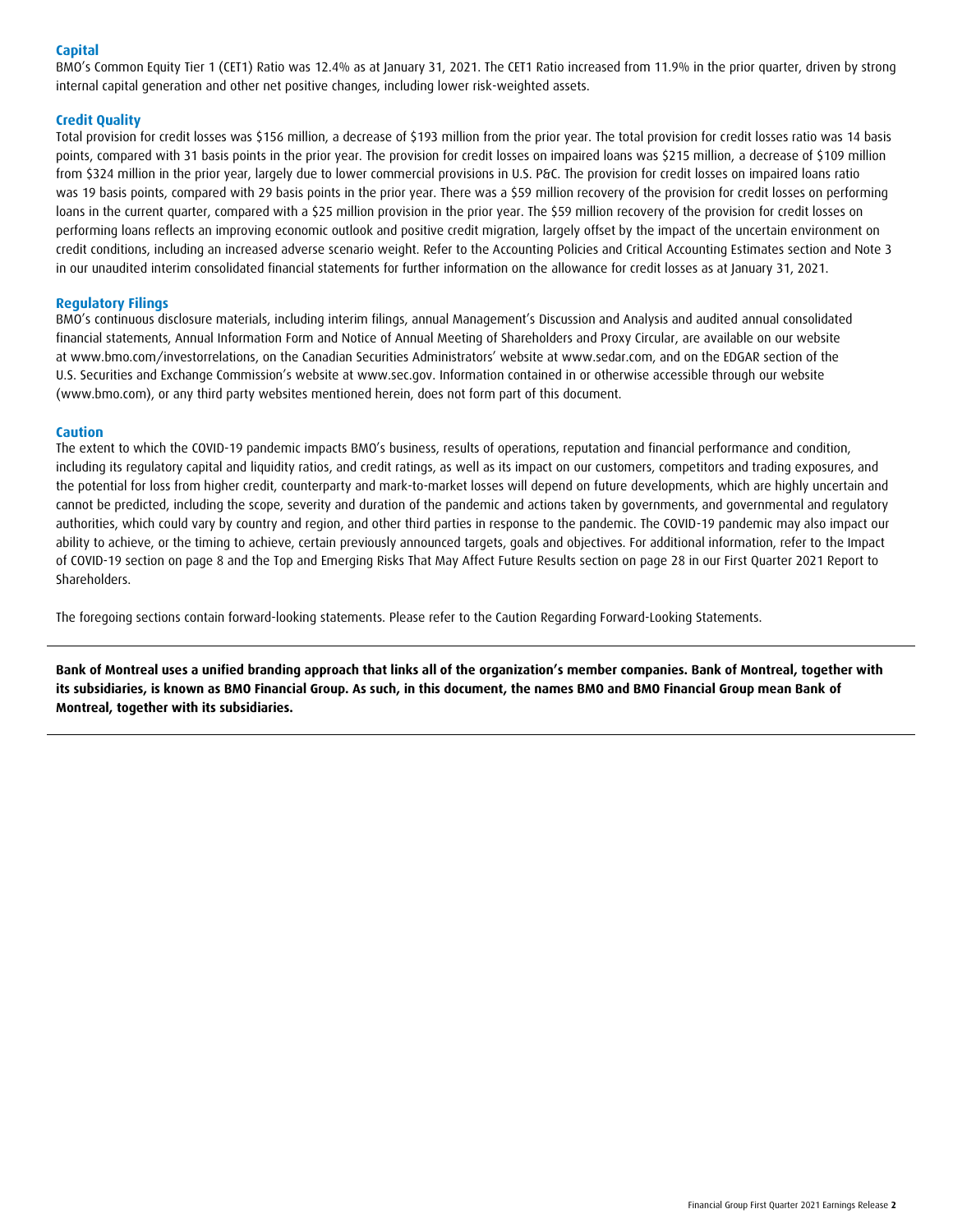### Capital

BMO's Common Equity Tier 1 (CET1) Ratio was 12.4% as at January 31, 2021. The CET1 Ratio increased from 11.9% in the prior quarter, driven by strong internal capital generation and other net positive changes, including lower risk-weighted assets.

### Credit Quality

Total provision for credit losses was $156 million, a decrease of $193 million from the prior year. The total provision for credit losses ratio was 14 basis points, compared with 31 basis points in the prior year. The provision for credit losses on impaired loans was $215 million, a decrease of $109 million from $324 million in the prior year, largely due to lower commercial provisions in U.S. P&C. The provision for credit losses on impaired loans ratio was 19 basis points, compared with 29 basis points in the prior year. There was a $59 million recovery of the provision for credit losses on performing loans in the current quarter, compared with a $25 million provision in the prior year. The $59 million recovery of the provision for credit losses on performing loans reflects an improving economic outlook and positive credit migration, largely offset by the impact of the uncertain environment on credit conditions, including an increased adverse scenario weight. Refer to the Accounting Policies and Critical Accounting Estimates section and Note 3 in our unaudited interim consolidated financial statements for further information on the allowance for credit losses as at January 31, 2021.

### Regulatory Filings

BMO's continuous disclosure materials, including interim filings, annual Management's Discussion and Analysis and audited annual consolidated financial statements, Annual Information Form and Notice of Annual Meeting of Shareholders and Proxy Circular, are available on our website at www.bmo.com/investorrelations, on the Canadian Securities Administrators' website at www.sedar.com, and on the EDGAR section of the U.S. Securities and Exchange Commission's website at www.sec.gov. Information contained in or otherwise accessible through our website (www.bmo.com), or any third party websites mentioned herein, does not form part of this document.

### Caution

The extent to which the COVID-19 pandemic impacts BMO's business, results of operations, reputation and financial performance and condition, including its regulatory capital and liquidity ratios, and credit ratings, as well as its impact on our customers, competitors and trading exposures, and the potential for loss from higher credit, counterparty and mark-to-market losses will depend on future developments, which are highly uncertain and cannot be predicted, including the scope, severity and duration of the pandemic and actions taken by governments, and governmental and regulatory authorities, which could vary by country and region, and other third parties in response to the pandemic. The COVID-19 pandemic may also impact our ability to achieve, or the timing to achieve, certain previously announced targets, goals and objectives. For additional information, refer to the Impact of COVID-19 section on page 8 and the Top and Emerging Risks That May Affect Future Results section on page 28 in our First Quarter 2021 Report to Shareholders.

The foregoing sections contain forward-looking statements. Please refer to the Caution Regarding Forward-Looking Statements.

---

**Bank of Montreal uses a unified branding approach that links all of the organization's member companies. Bank of Montreal, together with its subsidiaries, is known as BMO Financial Group. As such, in this document, the names BMO and BMO Financial Group mean Bank of Montreal, together with its subsidiaries.**

---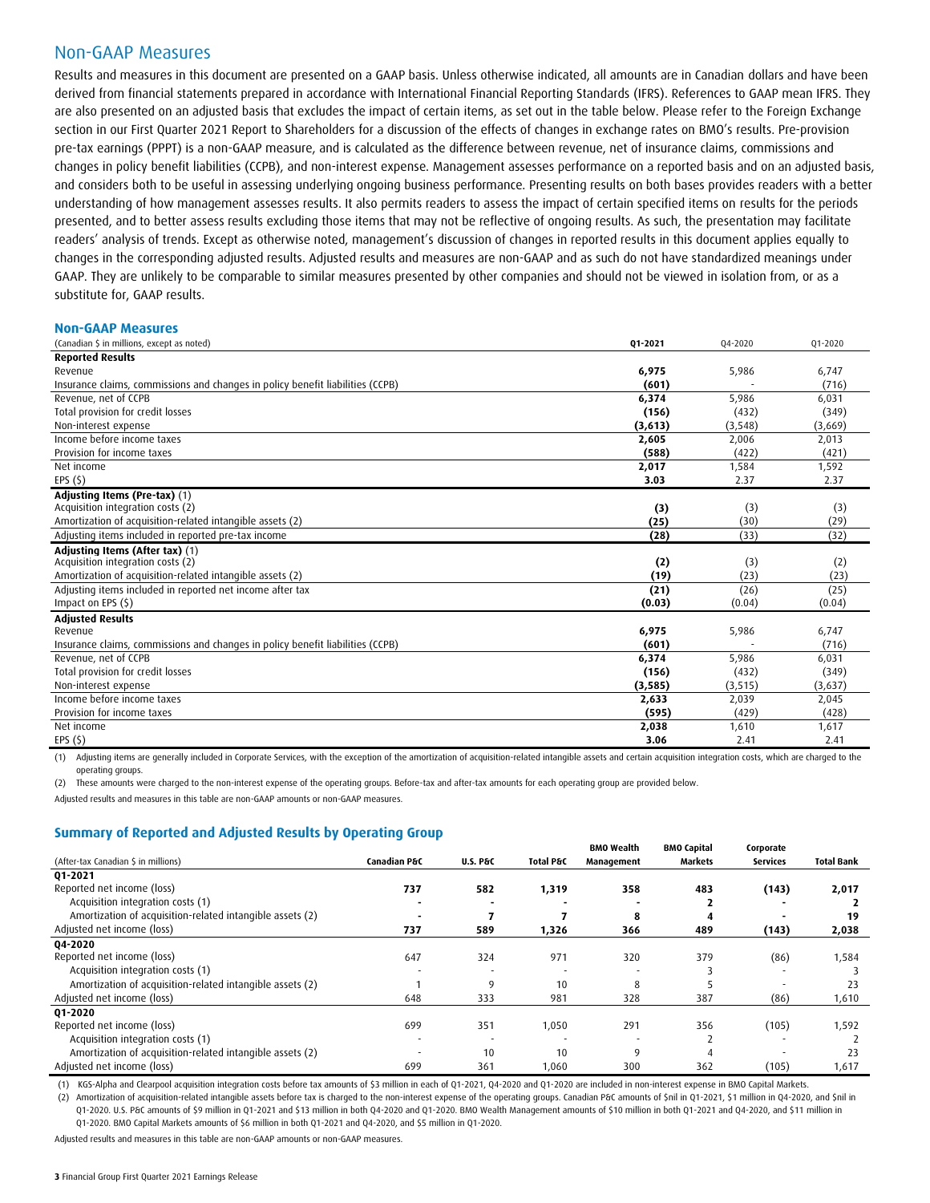## Non-GAAP Measures

Results and measures in this document are presented on a GAAP basis. Unless otherwise indicated, all amounts are in Canadian dollars and have been derived from financial statements prepared in accordance with International Financial Reporting Standards (IFRS). References to GAAP mean IFRS. They are also presented on an adjusted basis that excludes the impact of certain items, as set out in the table below. Please refer to the Foreign Exchange section in our First Quarter 2021 Report to Shareholders for a discussion of the effects of changes in exchange rates on BMO's results. Pre-provision pre-tax earnings (PPPT) is a non-GAAP measure, and is calculated as the difference between revenue, net of insurance claims, commissions and changes in policy benefit liabilities (CCPB), and non-interest expense. Management assesses performance on a reported basis and on an adjusted basis, and considers both to be useful in assessing underlying ongoing business performance. Presenting results on both bases provides readers with a better understanding of how management assesses results. It also permits readers to assess the impact of certain specified items on results for the periods presented, and to better assess results excluding those items that may not be reflective of ongoing results. As such, the presentation may facilitate readers' analysis of trends. Except as otherwise noted, management's discussion of changes in reported results in this document applies equally to changes in the corresponding adjusted results. Adjusted results and measures are non-GAAP and as such do not have standardized meanings under GAAP. They are unlikely to be comparable to similar measures presented by other companies and should not be viewed in isolation from, or as a substitute for, GAAP results.

### Non-GAAP Measures

| (Canadian $ in millions, except as noted) | Q1-2021 | Q4-2020 | Q1-2020 |
|---|---|---|---|
| **Reported Results** | | | |
| Revenue | **6,975** | 5,986 | 6,747 |
| Insurance claims, commissions and changes in policy benefit liabilities (CCPB) | **(601)** | - | (716) |
| Revenue, net of CCPB | **6,374** | 5,986 | 6,031 |
| Total provision for credit losses | **(156)** | (432) | (349) |
| Non-interest expense | **(3,613)** | (3,548) | (3,669) |
| Income before income taxes | **2,605** | 2,006 | 2,013 |
| Provision for income taxes | **(588)** | (422) | (421) |
| Net income | **2,017** | 1,584 | 1,592 |
| EPS ($) | **3.03** | 2.37 | 2.37 |
| **Adjusting Items (Pre-tax)** (1) | | | |
| Acquisition integration costs (2) | **(3)** | (3) | (3) |
| Amortization of acquisition-related intangible assets (2) | **(25)** | (30) | (29) |
| Adjusting items included in reported pre-tax income | **(28)** | (33) | (32) |
| **Adjusting Items (After tax)** (1) | | | |
| Acquisition integration costs (2) | **(2)** | (3) | (2) |
| Amortization of acquisition-related intangible assets (2) | **(19)** | (23) | (23) |
| Adjusting items included in reported net income after tax | **(21)** | (26) | (25) |
| Impact on EPS ($) | **(0.03)** | (0.04) | (0.04) |
| **Adjusted Results** | | | |
| Revenue | **6,975** | 5,986 | 6,747 |
| Insurance claims, commissions and changes in policy benefit liabilities (CCPB) | **(601)** | - | (716) |
| Revenue, net of CCPB | **6,374** | 5,986 | 6,031 |
| Total provision for credit losses | **(156)** | (432) | (349) |
| Non-interest expense | **(3,585)** | (3,515) | (3,637) |
| Income before income taxes | **2,633** | 2,039 | 2,045 |
| Provision for income taxes | **(595)** | (429) | (428) |
| Net income | **2,038** | 1,610 | 1,617 |
| EPS ($) | **3.06** | 2.41 | 2.41 |

(1) Adjusting items are generally included in Corporate Services, with the exception of the amortization of acquisition-related intangible assets and certain acquisition integration costs, which are charged to the operating groups.

(2) These amounts were charged to the non-interest expense of the operating groups. Before-tax and after-tax amounts for each operating group are provided below.

Adjusted results and measures in this table are non-GAAP amounts or non-GAAP measures.

### Summary of Reported and Adjusted Results by Operating Group

| (After-tax Canadian $ in millions) | Canadian P&C | U.S. P&C | Total P&C | BMO Wealth Management | BMO Capital Markets | Corporate Services | Total Bank |
|---|---|---|---|---|---|---|---|
| **Q1-2021** | | | | | | | |
| Reported net income (loss) | **737** | **582** | **1,319** | **358** | **483** | **(143)** | **2,017** |
| Acquisition integration costs (1) | **-** | **-** | **-** | **-** | **2** | **-** | **2** |
| Amortization of acquisition-related intangible assets (2) | **-** | **7** | **7** | **8** | **4** | **-** | **19** |
| Adjusted net income (loss) | **737** | **589** | **1,326** | **366** | **489** | **(143)** | **2,038** |
| **Q4-2020** | | | | | | | |
| Reported net income (loss) | 647 | 324 | 971 | 320 | 379 | (86) | 1,584 |
| Acquisition integration costs (1) | - | - | - | - | 3 | - | 3 |
| Amortization of acquisition-related intangible assets (2) | 1 | 9 | 10 | 8 | 5 | - | 23 |
| Adjusted net income (loss) | 648 | 333 | 981 | 328 | 387 | (86) | 1,610 |
| **Q1-2020** | | | | | | | |
| Reported net income (loss) | 699 | 351 | 1,050 | 291 | 356 | (105) | 1,592 |
| Acquisition integration costs (1) | - | - | - | - | 2 | - | 2 |
| Amortization of acquisition-related intangible assets (2) | - | 10 | 10 | 9 | 4 | - | 23 |
| Adjusted net income (loss) | 699 | 361 | 1,060 | 300 | 362 | (105) | 1,617 |

(1) KGS-Alpha and Clearpool acquisition integration costs before tax amounts of $3 million in each of Q1-2021, Q4-2020 and Q1-2020 are included in non-interest expense in BMO Capital Markets.

(2) Amortization of acquisition-related intangible assets before tax is charged to the non-interest expense of the operating groups. Canadian P&C amounts of $nil in Q1-2021, $1 million in Q4-2020, and $nil in Q1-2020. U.S. P&C amounts of $9 million in Q1-2021 and $13 million in both Q4-2020 and Q1-2020. BMO Wealth Management amounts of $10 million in both Q1-2021 and Q4-2020, and $11 million in Q1-2020. BMO Capital Markets amounts of $6 million in both Q1-2021 and Q4-2020, and $5 million in Q1-2020.

Adjusted results and measures in this table are non-GAAP amounts or non-GAAP measures.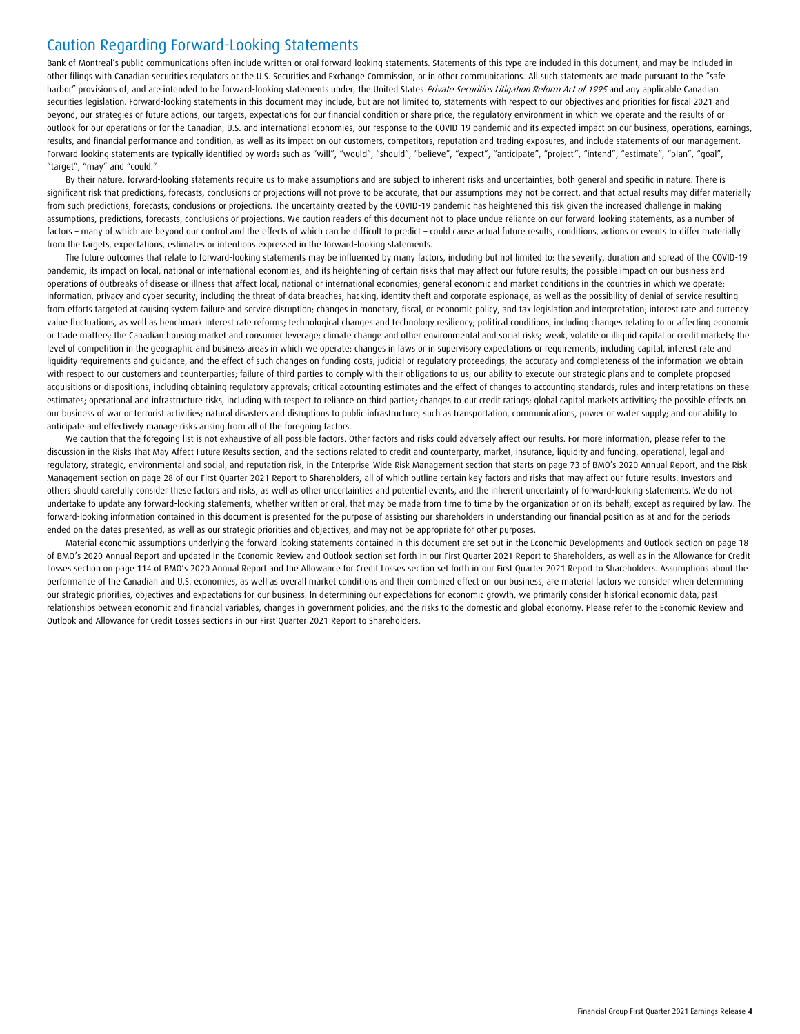# Caution Regarding Forward-Looking Statements

Bank of Montreal's public communications often include written or oral forward-looking statements. Statements of this type are included in this document, and may be included in other filings with Canadian securities regulators or the U.S. Securities and Exchange Commission, or in other communications. All such statements are made pursuant to the "safe harbor" provisions of, and are intended to be forward-looking statements under, the United States *Private Securities Litigation Reform Act of 1995* and any applicable Canadian securities legislation. Forward-looking statements in this document may include, but are not limited to, statements with respect to our objectives and priorities for fiscal 2021 and beyond, our strategies or future actions, our targets, expectations for our financial condition or share price, the regulatory environment in which we operate and the results of or outlook for our operations or for the Canadian, U.S. and international economies, our response to the COVID-19 pandemic and its expected impact on our business, operations, earnings, results, and financial performance and condition, as well as its impact on our customers, competitors, reputation and trading exposures, and include statements of our management. Forward-looking statements are typically identified by words such as "will", "would", "should", "believe", "expect", "anticipate", "project", "intend", "estimate", "plan", "goal", "target", "may" and "could."

By their nature, forward-looking statements require us to make assumptions and are subject to inherent risks and uncertainties, both general and specific in nature. There is significant risk that predictions, forecasts, conclusions or projections will not prove to be accurate, that our assumptions may not be correct, and that actual results may differ materially from such predictions, forecasts, conclusions or projections. The uncertainty created by the COVID-19 pandemic has heightened this risk given the increased challenge in making assumptions, predictions, forecasts, conclusions or projections. We caution readers of this document not to place undue reliance on our forward-looking statements, as a number of factors – many of which are beyond our control and the effects of which can be difficult to predict – could cause actual future results, conditions, actions or events to differ materially from the targets, expectations, estimates or intentions expressed in the forward-looking statements.

The future outcomes that relate to forward-looking statements may be influenced by many factors, including but not limited to: the severity, duration and spread of the COVID-19 pandemic, its impact on local, national or international economies, and its heightening of certain risks that may affect our future results; the possible impact on our business and operations of outbreaks of disease or illness that affect local, national or international economies; general economic and market conditions in the countries in which we operate; information, privacy and cyber security, including the threat of data breaches, hacking, identity theft and corporate espionage, as well as the possibility of denial of service resulting from efforts targeted at causing system failure and service disruption; changes in monetary, fiscal, or economic policy, and tax legislation and interpretation; interest rate and currency value fluctuations, as well as benchmark interest rate reforms; technological changes and technology resiliency; political conditions, including changes relating to or affecting economic or trade matters; the Canadian housing market and consumer leverage; climate change and other environmental and social risks; weak, volatile or illiquid capital or credit markets; the level of competition in the geographic and business areas in which we operate; changes in laws or in supervisory expectations or requirements, including capital, interest rate and liquidity requirements and guidance, and the effect of such changes on funding costs; judicial or regulatory proceedings; the accuracy and completeness of the information we obtain with respect to our customers and counterparties; failure of third parties to comply with their obligations to us; our ability to execute our strategic plans and to complete proposed acquisitions or dispositions, including obtaining regulatory approvals; critical accounting estimates and the effect of changes to accounting standards, rules and interpretations on these estimates; operational and infrastructure risks, including with respect to reliance on third parties; changes to our credit ratings; global capital markets activities; the possible effects on our business of war or terrorist activities; natural disasters and disruptions to public infrastructure, such as transportation, communications, power or water supply; and our ability to anticipate and effectively manage risks arising from all of the foregoing factors.

We caution that the foregoing list is not exhaustive of all possible factors. Other factors and risks could adversely affect our results. For more information, please refer to the discussion in the Risks That May Affect Future Results section, and the sections related to credit and counterparty, market, insurance, liquidity and funding, operational, legal and regulatory, strategic, environmental and social, and reputation risk, in the Enterprise-Wide Risk Management section that starts on page 73 of BMO's 2020 Annual Report, and the Risk Management section on page 28 of our First Quarter 2021 Report to Shareholders, all of which outline certain key factors and risks that may affect our future results. Investors and others should carefully consider these factors and risks, as well as other uncertainties and potential events, and the inherent uncertainty of forward-looking statements. We do not undertake to update any forward-looking statements, whether written or oral, that may be made from time to time by the organization or on its behalf, except as required by law. The forward-looking information contained in this document is presented for the purpose of assisting our shareholders in understanding our financial position as at and for the periods ended on the dates presented, as well as our strategic priorities and objectives, and may not be appropriate for other purposes.

Material economic assumptions underlying the forward-looking statements contained in this document are set out in the Economic Developments and Outlook section on page 18 of BMO's 2020 Annual Report and updated in the Economic Review and Outlook section set forth in our First Quarter 2021 Report to Shareholders, as well as in the Allowance for Credit Losses section on page 114 of BMO's 2020 Annual Report and the Allowance for Credit Losses section set forth in our First Quarter 2021 Report to Shareholders. Assumptions about the performance of the Canadian and U.S. economies, as well as overall market conditions and their combined effect on our business, are material factors we consider when determining our strategic priorities, objectives and expectations for our business. In determining our expectations for economic growth, we primarily consider historical economic data, past relationships between economic and financial variables, changes in government policies, and the risks to the domestic and global economy. Please refer to the Economic Review and Outlook and Allowance for Credit Losses sections in our First Quarter 2021 Report to Shareholders.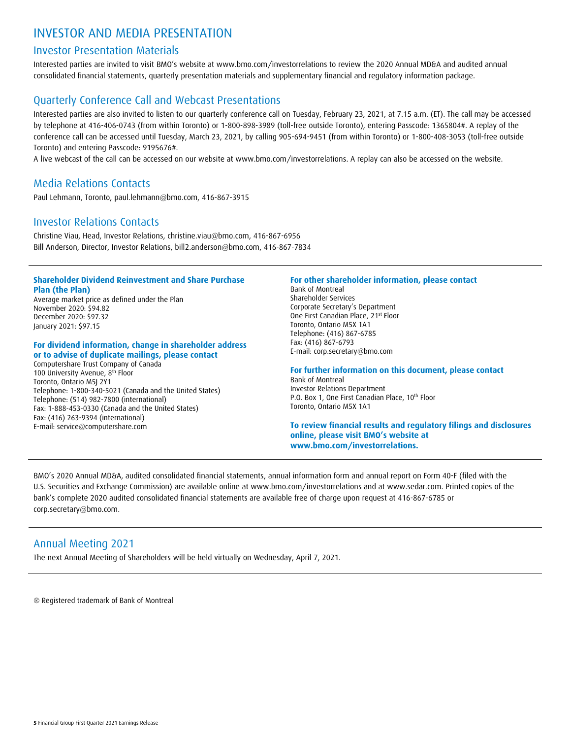# INVESTOR AND MEDIA PRESENTATION

## Investor Presentation Materials

Interested parties are invited to visit BMO's website at www.bmo.com/investorrelations to review the 2020 Annual MD&A and audited annual consolidated financial statements, quarterly presentation materials and supplementary financial and regulatory information package.

## Quarterly Conference Call and Webcast Presentations

Interested parties are also invited to listen to our quarterly conference call on Tuesday, February 23, 2021, at 7.15 a.m. (ET). The call may be accessed by telephone at 416-406-0743 (from within Toronto) or 1-800-898-3989 (toll-free outside Toronto), entering Passcode: 1365804#. A replay of the conference call can be accessed until Tuesday, March 23, 2021, by calling 905-694-9451 (from within Toronto) or 1-800-408-3053 (toll-free outside Toronto) and entering Passcode: 9195676#.

A live webcast of the call can be accessed on our website at www.bmo.com/investorrelations. A replay can also be accessed on the website.

## Media Relations Contacts

Paul Lehmann, Toronto, paul.lehmann@bmo.com, 416-867-3915

## Investor Relations Contacts

Christine Viau, Head, Investor Relations, christine.viau@bmo.com, 416-867-6956
Bill Anderson, Director, Investor Relations, bill2.anderson@bmo.com, 416-867-7834

---

**Shareholder Dividend Reinvestment and Share Purchase Plan (the Plan)**

Average market price as defined under the Plan
November 2020: $94.82
December 2020: $97.32
January 2021: $97.15

**For dividend information, change in shareholder address or to advise of duplicate mailings, please contact**

Computershare Trust Company of Canada
100 University Avenue, 8th Floor
Toronto, Ontario M5J 2Y1
Telephone: 1-800-340-5021 (Canada and the United States)
Telephone: (514) 982-7800 (international)
Fax: 1-888-453-0330 (Canada and the United States)
Fax: (416) 263-9394 (international)
E-mail: service@computershare.com

**For other shareholder information, please contact**

Bank of Montreal
Shareholder Services
Corporate Secretary's Department
One First Canadian Place, 21st Floor
Toronto, Ontario M5X 1A1
Telephone: (416) 867-6785
Fax: (416) 867-6793
E-mail: corp.secretary@bmo.com

**For further information on this document, please contact**

Bank of Montreal
Investor Relations Department
P.O. Box 1, One First Canadian Place, 10th Floor
Toronto, Ontario M5X 1A1

**To review financial results and regulatory filings and disclosures online, please visit BMO's website at www.bmo.com/investorrelations.**

---

BMO's 2020 Annual MD&A, audited consolidated financial statements, annual information form and annual report on Form 40-F (filed with the U.S. Securities and Exchange Commission) are available online at www.bmo.com/investorrelations and at www.sedar.com. Printed copies of the bank's complete 2020 audited consolidated financial statements are available free of charge upon request at 416-867-6785 or corp.secretary@bmo.com.

## Annual Meeting 2021

The next Annual Meeting of Shareholders will be held virtually on Wednesday, April 7, 2021.

® Registered trademark of Bank of Montreal